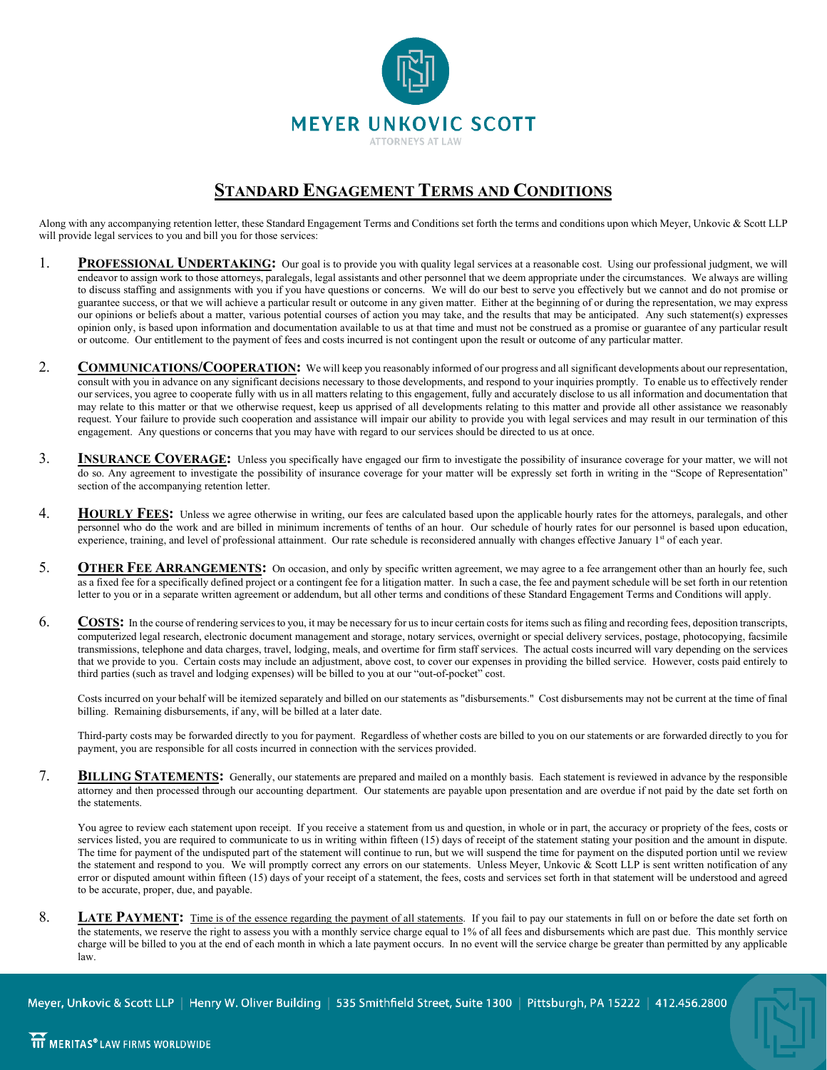MEYER UNKOVIC SCOTT

ATTORNEYS AT LAW

# STANDARD ENGAGEMENT TERMS AND CONDITIONS

Along with any accompanying retention letter, these Standard Engagement Terms and Conditions set forth the terms and conditions upon which Meyer, Unkovic & Scott LLP will provide legal services to you and bill you for those services:

1. **PROFESSIONAL UNDERTAKING:** Our goal is to provide you with quality legal services at a reasonable cost. Using our professional judgment, we will endeavor to assign work to those attorneys, paralegals, legal assistants and other personnel that we deem appropriate under the circumstances. We always are willing to discuss staffing and assignments with you if you have questions or concerns. We will do our best to serve you effectively but we cannot and do not promise or guarantee success, or that we will achieve a particular result or outcome in any given matter. Either at the beginning of or during the representation, we may express our opinions or beliefs about a matter, various potential courses of action you may take, and the results that may be anticipated. Any such statement(s) expresses opinion only, is based upon information and documentation available to us at that time and must not be construed as a promise or guarantee of any particular result or outcome. Our entitlement to the payment of fees and costs incurred is not contingent upon the result or outcome of any particular matter.

2. **COMMUNICATIONS/COOPERATION:** We will keep you reasonably informed of our progress and all significant developments about our representation, consult with you in advance on any significant decisions necessary to those developments, and respond to your inquiries promptly. To enable us to effectively render our services, you agree to cooperate fully with us in all matters relating to this engagement, fully and accurately disclose to us all information and documentation that may relate to this matter or that we otherwise request, keep us apprised of all developments relating to this matter and provide all other assistance we reasonably request. Your failure to provide such cooperation and assistance will impair our ability to provide you with legal services and may result in our termination of this engagement. Any questions or concerns that you may have with regard to our services should be directed to us at once.

3. **INSURANCE COVERAGE:** Unless you specifically have engaged our firm to investigate the possibility of insurance coverage for your matter, we will not do so. Any agreement to investigate the possibility of insurance coverage for your matter will be expressly set forth in writing in the "Scope of Representation" section of the accompanying retention letter.

4. **HOURLY FEES:** Unless we agree otherwise in writing, our fees are calculated based upon the applicable hourly rates for the attorneys, paralegals, and other personnel who do the work and are billed in minimum increments of tenths of an hour. Our schedule of hourly rates for our personnel is based upon education, experience, training, and level of professional attainment. Our rate schedule is reconsidered annually with changes effective January 1st of each year.

5. **OTHER FEE ARRANGEMENTS:** On occasion, and only by specific written agreement, we may agree to a fee arrangement other than an hourly fee, such as a fixed fee for a specifically defined project or a contingent fee for a litigation matter. In such a case, the fee and payment schedule will be set forth in our retention letter to you or in a separate written agreement or addendum, but all other terms and conditions of these Standard Engagement Terms and Conditions will apply.

6. **COSTS:** In the course of rendering services to you, it may be necessary for us to incur certain costs for items such as filing and recording fees, deposition transcripts, computerized legal research, electronic document management and storage, notary services, overnight or special delivery services, postage, photocopying, facsimile transmissions, telephone and data charges, travel, lodging, meals, and overtime for firm staff services. The actual costs incurred will vary depending on the services that we provide to you. Certain costs may include an adjustment, above cost, to cover our expenses in providing the billed service. However, costs paid entirely to third parties (such as travel and lodging expenses) will be billed to you at our "out-of-pocket" cost.

   Costs incurred on your behalf will be itemized separately and billed on our statements as "disbursements." Cost disbursements may not be current at the time of final billing. Remaining disbursements, if any, will be billed at a later date.

   Third-party costs may be forwarded directly to you for payment. Regardless of whether costs are billed to you on our statements or are forwarded directly to you for payment, you are responsible for all costs incurred in connection with the services provided.

7. **BILLING STATEMENTS:** Generally, our statements are prepared and mailed on a monthly basis. Each statement is reviewed in advance by the responsible attorney and then processed through our accounting department. Our statements are payable upon presentation and are overdue if not paid by the date set forth on the statements.

   You agree to review each statement upon receipt. If you receive a statement from us and question, in whole or in part, the accuracy or propriety of the fees, costs or services listed, you are required to communicate to us in writing within fifteen (15) days of receipt of the statement stating your position and the amount in dispute. The time for payment of the undisputed part of the statement will continue to run, but we will suspend the time for payment on the disputed portion until we review the statement and respond to you. We will promptly correct any errors on our statements. Unless Meyer, Unkovic & Scott LLP is sent written notification of any error or disputed amount within fifteen (15) days of your receipt of a statement, the fees, costs and services set forth in that statement will be understood and agreed to be accurate, proper, due, and payable.

8. **LATE PAYMENT:** Time is of the essence regarding the payment of all statements. If you fail to pay our statements in full on or before the date set forth on the statements, we reserve the right to assess you with a monthly service charge equal to 1% of all fees and disbursements which are past due. This monthly service charge will be billed to you at the end of each month in which a late payment occurs. In no event will the service charge be greater than permitted by any applicable law.

Meyer, Unkovic & Scott LLP | Henry W. Oliver Building | 535 Smithfield Street, Suite 1300 | Pittsburgh, PA 15222 | 412.456.2800

MERITAS® LAW FIRMS WORLDWIDE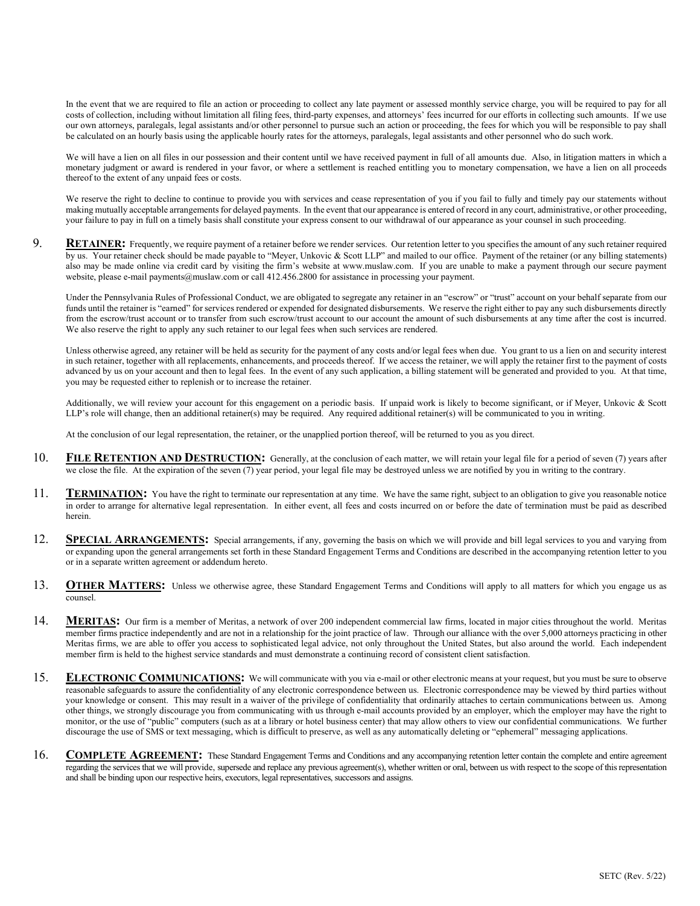In the event that we are required to file an action or proceeding to collect any late payment or assessed monthly service charge, you will be required to pay for all costs of collection, including without limitation all filing fees, third-party expenses, and attorneys' fees incurred for our efforts in collecting such amounts. If we use our own attorneys, paralegals, legal assistants and/or other personnel to pursue such an action or proceeding, the fees for which you will be responsible to pay shall be calculated on an hourly basis using the applicable hourly rates for the attorneys, paralegals, legal assistants and other personnel who do such work.

We will have a lien on all files in our possession and their content until we have received payment in full of all amounts due. Also, in litigation matters in which a monetary judgment or award is rendered in your favor, or where a settlement is reached entitling you to monetary compensation, we have a lien on all proceeds thereof to the extent of any unpaid fees or costs.

We reserve the right to decline to continue to provide you with services and cease representation of you if you fail to fully and timely pay our statements without making mutually acceptable arrangements for delayed payments. In the event that our appearance is entered of record in any court, administrative, or other proceeding, your failure to pay in full on a timely basis shall constitute your express consent to our withdrawal of our appearance as your counsel in such proceeding.

9. **RETAINER:** Frequently, we require payment of a retainer before we render services. Our retention letter to you specifies the amount of any such retainer required by us. Your retainer check should be made payable to "Meyer, Unkovic & Scott LLP" and mailed to our office. Payment of the retainer (or any billing statements) also may be made online via credit card by visiting the firm's website at www.muslaw.com. If you are unable to make a payment through our secure payment website, please e-mail payments@muslaw.com or call 412.456.2800 for assistance in processing your payment.

   Under the Pennsylvania Rules of Professional Conduct, we are obligated to segregate any retainer in an "escrow" or "trust" account on your behalf separate from our funds until the retainer is "earned" for services rendered or expended for designated disbursements. We reserve the right either to pay any such disbursements directly from the escrow/trust account or to transfer from such escrow/trust account to our account the amount of such disbursements at any time after the cost is incurred. We also reserve the right to apply any such retainer to our legal fees when such services are rendered.

   Unless otherwise agreed, any retainer will be held as security for the payment of any costs and/or legal fees when due. You grant to us a lien on and security interest in such retainer, together with all replacements, enhancements, and proceeds thereof. If we access the retainer, we will apply the retainer first to the payment of costs advanced by us on your account and then to legal fees. In the event of any such application, a billing statement will be generated and provided to you. At that time, you may be requested either to replenish or to increase the retainer.

   Additionally, we will review your account for this engagement on a periodic basis. If unpaid work is likely to become significant, or if Meyer, Unkovic & Scott LLP's role will change, then an additional retainer(s) may be required. Any required additional retainer(s) will be communicated to you in writing.

   At the conclusion of our legal representation, the retainer, or the unapplied portion thereof, will be returned to you as you direct.

10. **FILE RETENTION AND DESTRUCTION:** Generally, at the conclusion of each matter, we will retain your legal file for a period of seven (7) years after we close the file. At the expiration of the seven (7) year period, your legal file may be destroyed unless we are notified by you in writing to the contrary.

11. **TERMINATION:** You have the right to terminate our representation at any time. We have the same right, subject to an obligation to give you reasonable notice in order to arrange for alternative legal representation. In either event, all fees and costs incurred on or before the date of termination must be paid as described herein.

12. **SPECIAL ARRANGEMENTS:** Special arrangements, if any, governing the basis on which we will provide and bill legal services to you and varying from or expanding upon the general arrangements set forth in these Standard Engagement Terms and Conditions are described in the accompanying retention letter to you or in a separate written agreement or addendum hereto.

13. **OTHER MATTERS:** Unless we otherwise agree, these Standard Engagement Terms and Conditions will apply to all matters for which you engage us as counsel.

14. **MERITAS:** Our firm is a member of Meritas, a network of over 200 independent commercial law firms, located in major cities throughout the world. Meritas member firms practice independently and are not in a relationship for the joint practice of law. Through our alliance with the over 5,000 attorneys practicing in other Meritas firms, we are able to offer you access to sophisticated legal advice, not only throughout the United States, but also around the world. Each independent member firm is held to the highest service standards and must demonstrate a continuing record of consistent client satisfaction.

15. **ELECTRONIC COMMUNICATIONS:** We will communicate with you via e-mail or other electronic means at your request, but you must be sure to observe reasonable safeguards to assure the confidentiality of any electronic correspondence between us. Electronic correspondence may be viewed by third parties without your knowledge or consent. This may result in a waiver of the privilege of confidentiality that ordinarily attaches to certain communications between us. Among other things, we strongly discourage you from communicating with us through e-mail accounts provided by an employer, which the employer may have the right to monitor, or the use of "public" computers (such as at a library or hotel business center) that may allow others to view our confidential communications. We further discourage the use of SMS or text messaging, which is difficult to preserve, as well as any automatically deleting or "ephemeral" messaging applications.

16. **COMPLETE AGREEMENT:** These Standard Engagement Terms and Conditions and any accompanying retention letter contain the complete and entire agreement regarding the services that we will provide, supersede and replace any previous agreement(s), whether written or oral, between us with respect to the scope of this representation and shall be binding upon our respective heirs, executors, legal representatives, successors and assigns.

SETC (Rev. 5/22)